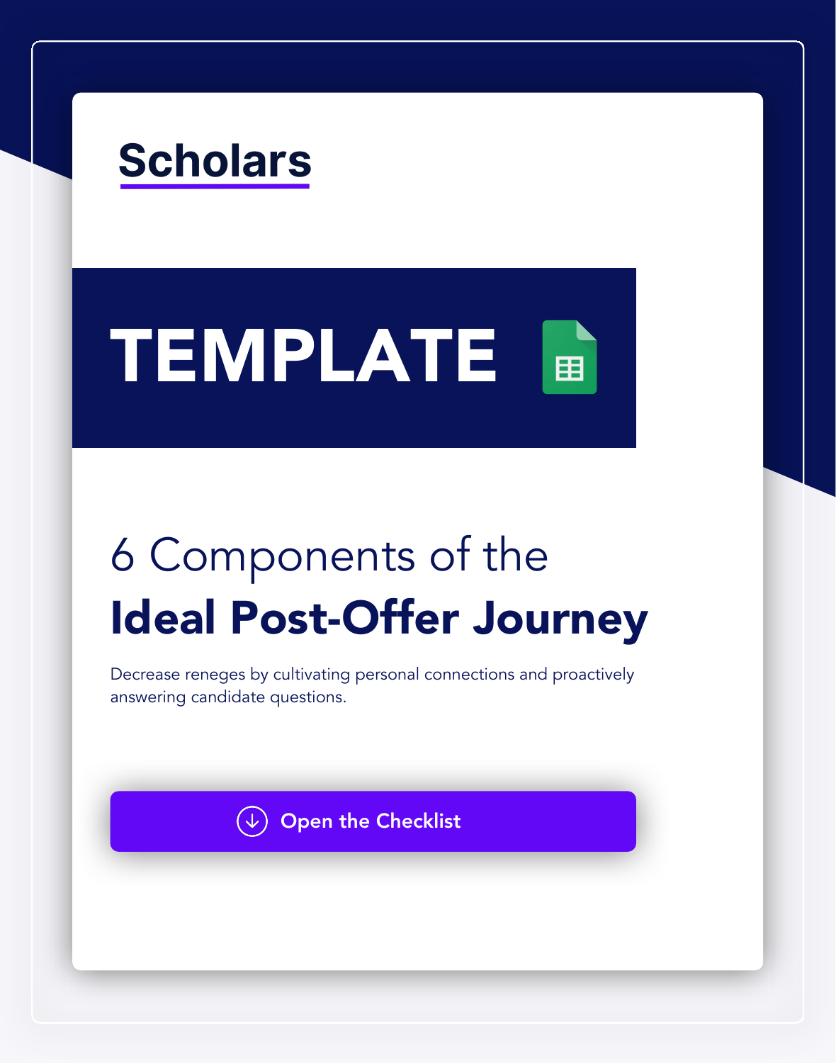Scholars

# TEMPLATE

## 6 Components of the **Ideal Post-Offer Journey**

Decrease reneges by cultivating personal connections and proactively answering candidate questions.

Open the Checklist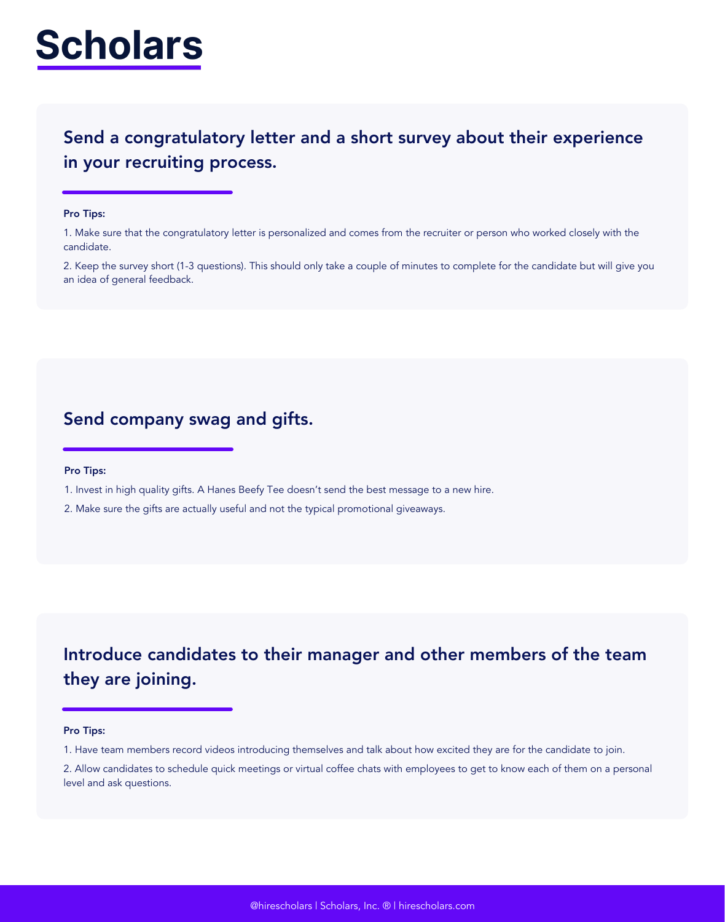# Scholars

## Send a congratulatory letter and a short survey about their experience in your recruiting process.

**Pro Tips:**

1. Make sure that the congratulatory letter is personalized and comes from the recruiter or person who worked closely with the candidate.
2. Keep the survey short (1-3 questions). This should only take a couple of minutes to complete for the candidate but will give you an idea of general feedback.

## Send company swag and gifts.

**Pro Tips:**

1. Invest in high quality gifts. A Hanes Beefy Tee doesn't send the best message to a new hire.
2. Make sure the gifts are actually useful and not the typical promotional giveaways.

## Introduce candidates to their manager and other members of the team they are joining.

**Pro Tips:**

1. Have team members record videos introducing themselves and talk about how excited they are for the candidate to join.
2. Allow candidates to schedule quick meetings or virtual coffee chats with employees to get to know each of them on a personal level and ask questions.

@hirescholars | Scholars, Inc. ® | hirescholars.com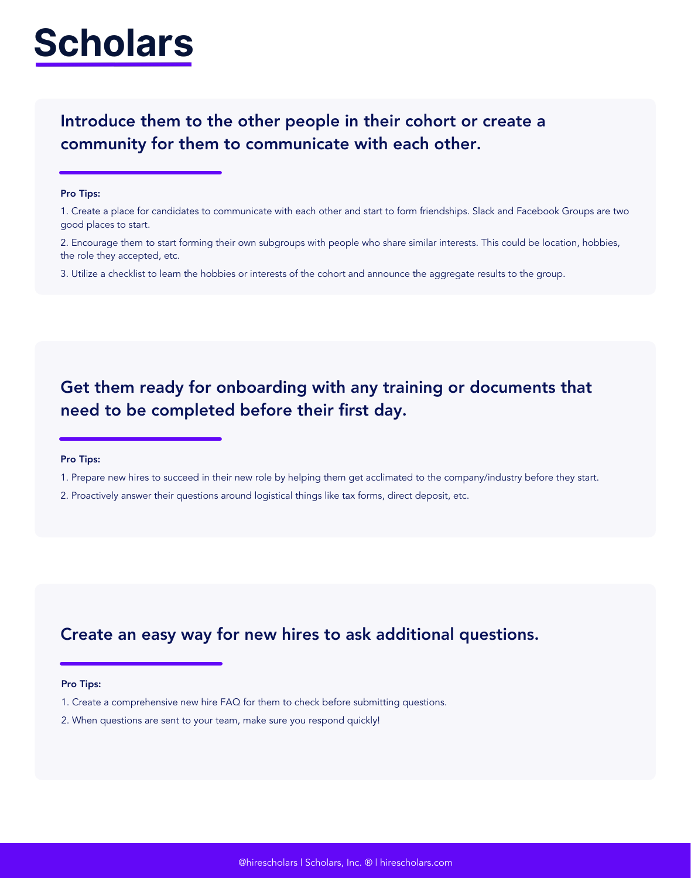# Scholars

## Introduce them to the other people in their cohort or create a community for them to communicate with each other.

**Pro Tips:**

1. Create a place for candidates to communicate with each other and start to form friendships. Slack and Facebook Groups are two good places to start.
2. Encourage them to start forming their own subgroups with people who share similar interests. This could be location, hobbies, the role they accepted, etc.
3. Utilize a checklist to learn the hobbies or interests of the cohort and announce the aggregate results to the group.

## Get them ready for onboarding with any training or documents that need to be completed before their first day.

**Pro Tips:**

1. Prepare new hires to succeed in their new role by helping them get acclimated to the company/industry before they start.
2. Proactively answer their questions around logistical things like tax forms, direct deposit, etc.

## Create an easy way for new hires to ask additional questions.

**Pro Tips:**

1. Create a comprehensive new hire FAQ for them to check before submitting questions.
2. When questions are sent to your team, make sure you respond quickly!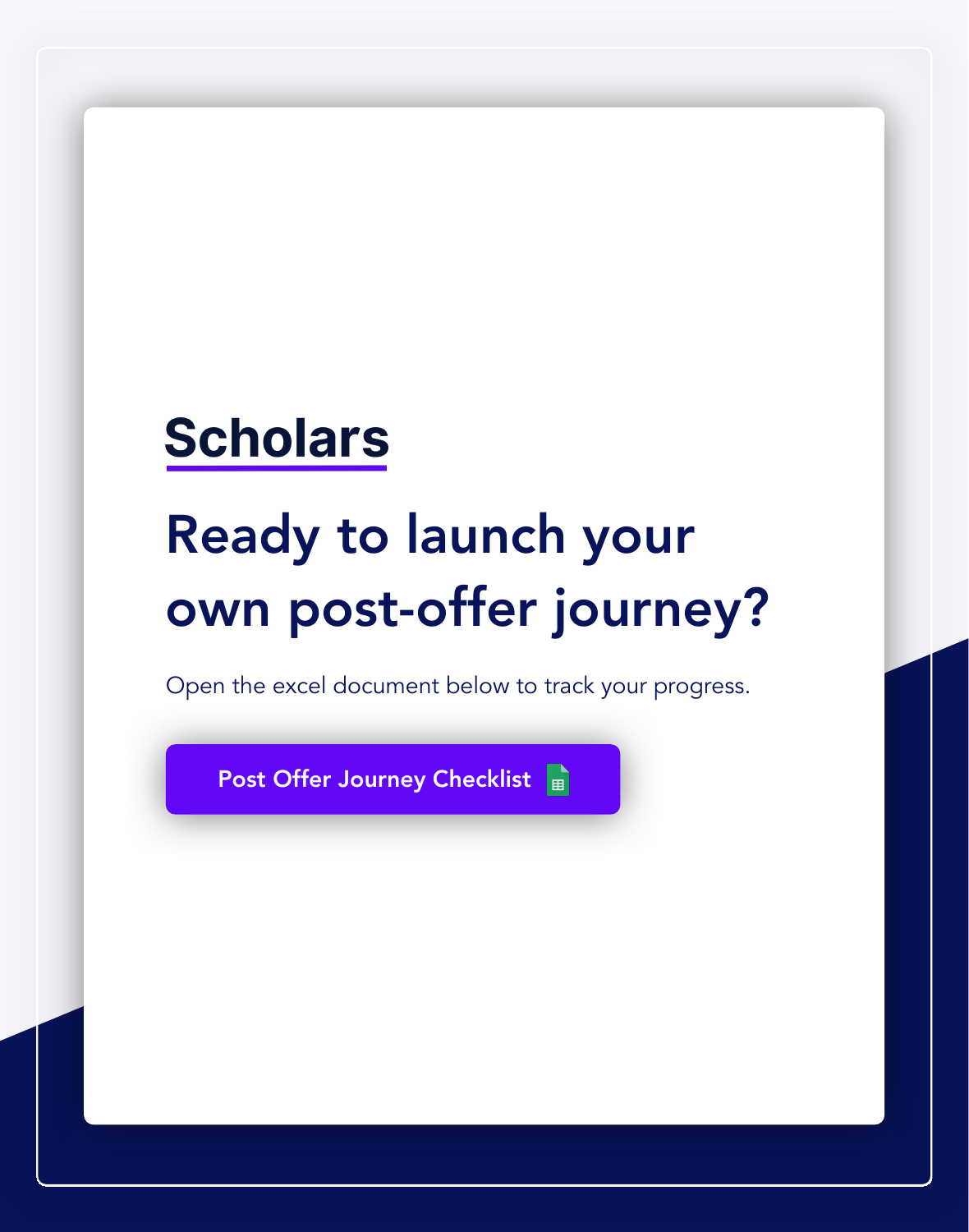**Scholars**

# Ready to launch your own post-offer journey?

Open the excel document below to track your progress.

Post Offer Journey Checklist